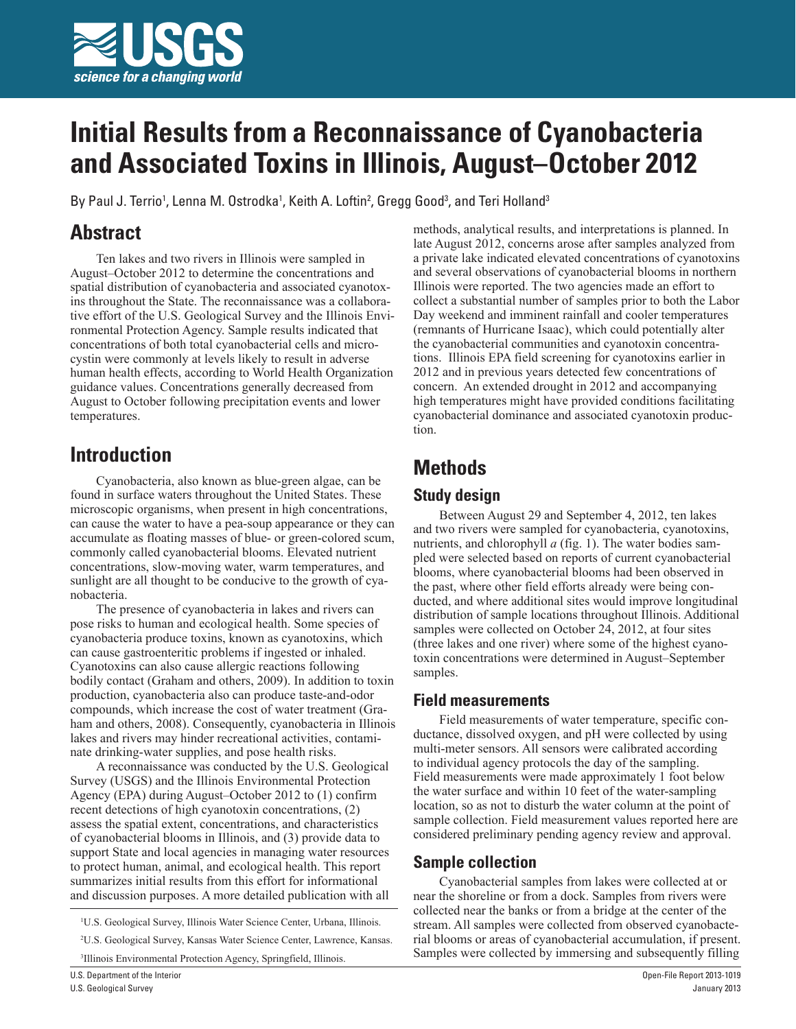# Initial Results from a Reconnaissance of Cyanobacteria and Associated Toxins in Illinois, August–October 2012

By Paul J. Terrio[1], Lenna M. Ostrodka[1], Keith A. Loftin[2], Gregg Good[3], and Teri Holland[3]

## Abstract

Ten lakes and two rivers in Illinois were sampled in August–October 2012 to determine the concentrations and spatial distribution of cyanobacteria and associated cyanotoxins throughout the State. The reconnaissance was a collaborative effort of the U.S. Geological Survey and the Illinois Environmental Protection Agency. Sample results indicated that concentrations of both total cyanobacterial cells and microcystin were commonly at levels likely to result in adverse human health effects, according to World Health Organization guidance values. Concentrations generally decreased from August to October following precipitation events and lower temperatures.

## Introduction

Cyanobacteria, also known as blue-green algae, can be found in surface waters throughout the United States. These microscopic organisms, when present in high concentrations, can cause the water to have a pea-soup appearance or they can accumulate as floating masses of blue- or green-colored scum, commonly called cyanobacterial blooms. Elevated nutrient concentrations, slow-moving water, warm temperatures, and sunlight are all thought to be conducive to the growth of cyanobacteria.

The presence of cyanobacteria in lakes and rivers can pose risks to human and ecological health. Some species of cyanobacteria produce toxins, known as cyanotoxins, which can cause gastroenteritic problems if ingested or inhaled. Cyanotoxins can also cause allergic reactions following bodily contact (Graham and others, 2009). In addition to toxin production, cyanobacteria also can produce taste-and-odor compounds, which increase the cost of water treatment (Graham and others, 2008). Consequently, cyanobacteria in Illinois lakes and rivers may hinder recreational activities, contaminate drinking-water supplies, and pose health risks.

A reconnaissance was conducted by the U.S. Geological Survey (USGS) and the Illinois Environmental Protection Agency (EPA) during August–October 2012 to (1) confirm recent detections of high cyanotoxin concentrations, (2) assess the spatial extent, concentrations, and characteristics of cyanobacterial blooms in Illinois, and (3) provide data to support State and local agencies in managing water resources to protect human, animal, and ecological health. This report summarizes initial results from this effort for informational and discussion purposes. A more detailed publication with all methods, analytical results, and interpretations is planned. In late August 2012, concerns arose after samples analyzed from a private lake indicated elevated concentrations of cyanotoxins and several observations of cyanobacterial blooms in northern Illinois were reported. The two agencies made an effort to collect a substantial number of samples prior to both the Labor Day weekend and imminent rainfall and cooler temperatures (remnants of Hurricane Isaac), which could potentially alter the cyanobacterial communities and cyanotoxin concentrations. Illinois EPA field screening for cyanotoxins earlier in 2012 and in previous years detected few concentrations of concern. An extended drought in 2012 and accompanying high temperatures might have provided conditions facilitating cyanobacterial dominance and associated cyanotoxin production.

[1]U.S. Geological Survey, Illinois Water Science Center, Urbana, Illinois.

[2]U.S. Geological Survey, Kansas Water Science Center, Lawrence, Kansas.

[3]Illinois Environmental Protection Agency, Springfield, Illinois.

## Methods

### Study design

Between August 29 and September 4, 2012, ten lakes and two rivers were sampled for cyanobacteria, cyanotoxins, nutrients, and chlorophyll *a* (fig. 1). The water bodies sampled were selected based on reports of current cyanobacterial blooms, where cyanobacterial blooms had been observed in the past, where other field efforts already were being conducted, and where additional sites would improve longitudinal distribution of sample locations throughout Illinois. Additional samples were collected on October 24, 2012, at four sites (three lakes and one river) where some of the highest cyanotoxin concentrations were determined in August–September samples.

### Field measurements

Field measurements of water temperature, specific conductance, dissolved oxygen, and pH were collected by using multi-meter sensors. All sensors were calibrated according to individual agency protocols the day of the sampling. Field measurements were made approximately 1 foot below the water surface and within 10 feet of the water-sampling location, so as not to disturb the water column at the point of sample collection. Field measurement values reported here are considered preliminary pending agency review and approval.

### Sample collection

Cyanobacterial samples from lakes were collected at or near the shoreline or from a dock. Samples from rivers were collected near the banks or from a bridge at the center of the stream. All samples were collected from observed cyanobacterial blooms or areas of cyanobacterial accumulation, if present. Samples were collected by immersing and subsequently filling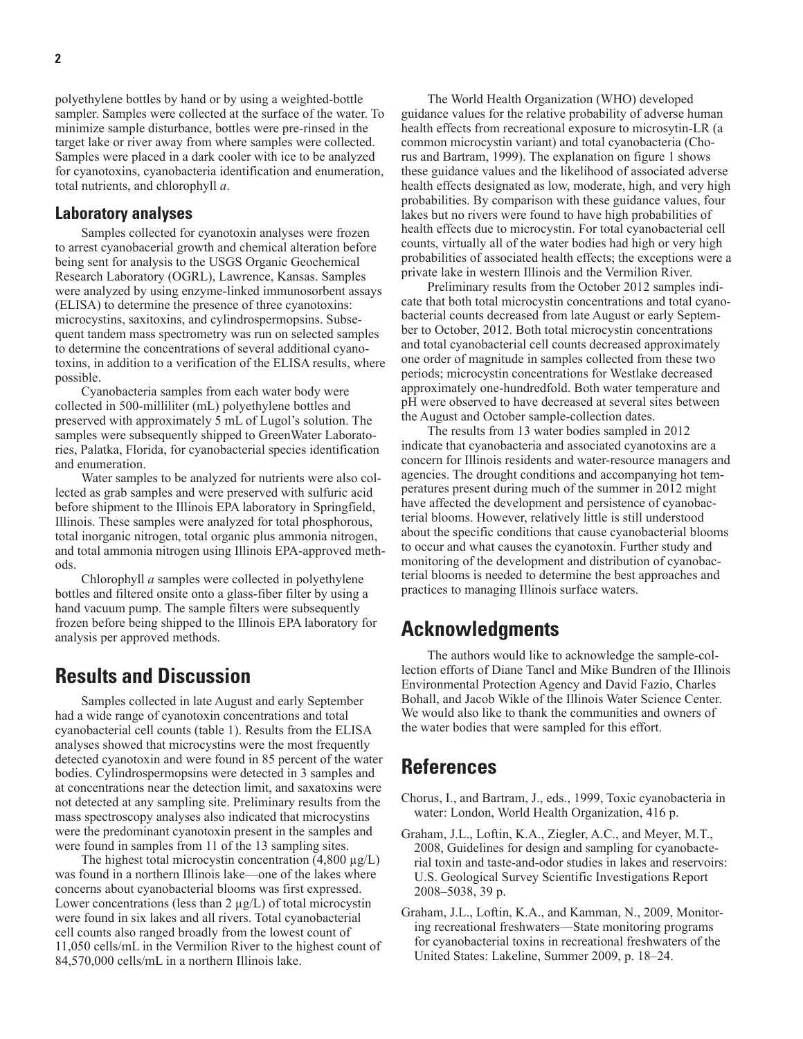polyethylene bottles by hand or by using a weighted-bottle sampler. Samples were collected at the surface of the water. To minimize sample disturbance, bottles were pre-rinsed in the target lake or river away from where samples were collected. Samples were placed in a dark cooler with ice to be analyzed for cyanotoxins, cyanobacteria identification and enumeration, total nutrients, and chlorophyll *a*.

### Laboratory analyses

Samples collected for cyanotoxin analyses were frozen to arrest cyanobacerial growth and chemical alteration before being sent for analysis to the USGS Organic Geochemical Research Laboratory (OGRL), Lawrence, Kansas. Samples were analyzed by using enzyme-linked immunosorbent assays (ELISA) to determine the presence of three cyanotoxins: microcystins, saxitoxins, and cylindrospermopsins. Subsequent tandem mass spectrometry was run on selected samples to determine the concentrations of several additional cyanotoxins, in addition to a verification of the ELISA results, where possible.

Cyanobacteria samples from each water body were collected in 500-milliliter (mL) polyethylene bottles and preserved with approximately 5 mL of Lugol's solution. The samples were subsequently shipped to GreenWater Laboratories, Palatka, Florida, for cyanobacterial species identification and enumeration.

Water samples to be analyzed for nutrients were also collected as grab samples and were preserved with sulfuric acid before shipment to the Illinois EPA laboratory in Springfield, Illinois. These samples were analyzed for total phosphorous, total inorganic nitrogen, total organic plus ammonia nitrogen, and total ammonia nitrogen using Illinois EPA-approved methods.

Chlorophyll *a* samples were collected in polyethylene bottles and filtered onsite onto a glass-fiber filter by using a hand vacuum pump. The sample filters were subsequently frozen before being shipped to the Illinois EPA laboratory for analysis per approved methods.

## Results and Discussion

Samples collected in late August and early September had a wide range of cyanotoxin concentrations and total cyanobacterial cell counts (table 1). Results from the ELISA analyses showed that microcystins were the most frequently detected cyanotoxin and were found in 85 percent of the water bodies. Cylindrospermopsins were detected in 3 samples and at concentrations near the detection limit, and saxatoxins were not detected at any sampling site. Preliminary results from the mass spectroscopy analyses also indicated that microcystins were the predominant cyanotoxin present in the samples and were found in samples from 11 of the 13 sampling sites.

The highest total microcystin concentration (4,800 µg/L) was found in a northern Illinois lake—one of the lakes where concerns about cyanobacterial blooms was first expressed. Lower concentrations (less than 2 µg/L) of total microcystin were found in six lakes and all rivers. Total cyanobacterial cell counts also ranged broadly from the lowest count of 11,050 cells/mL in the Vermilion River to the highest count of 84,570,000 cells/mL in a northern Illinois lake.

The World Health Organization (WHO) developed guidance values for the relative probability of adverse human health effects from recreational exposure to microsytin-LR (a common microcystin variant) and total cyanobacteria (Chorus and Bartram, 1999). The explanation on figure 1 shows these guidance values and the likelihood of associated adverse health effects designated as low, moderate, high, and very high probabilities. By comparison with these guidance values, four lakes but no rivers were found to have high probabilities of health effects due to microcystin. For total cyanobacterial cell counts, virtually all of the water bodies had high or very high probabilities of associated health effects; the exceptions were a private lake in western Illinois and the Vermilion River.

Preliminary results from the October 2012 samples indicate that both total microcystin concentrations and total cyanobacterial counts decreased from late August or early September to October, 2012. Both total microcystin concentrations and total cyanobacterial cell counts decreased approximately one order of magnitude in samples collected from these two periods; microcystin concentrations for Westlake decreased approximately one-hundredfold. Both water temperature and pH were observed to have decreased at several sites between the August and October sample-collection dates.

The results from 13 water bodies sampled in 2012 indicate that cyanobacteria and associated cyanotoxins are a concern for Illinois residents and water-resource managers and agencies. The drought conditions and accompanying hot temperatures present during much of the summer in 2012 might have affected the development and persistence of cyanobacterial blooms. However, relatively little is still understood about the specific conditions that cause cyanobacterial blooms to occur and what causes the cyanotoxin. Further study and monitoring of the development and distribution of cyanobacterial blooms is needed to determine the best approaches and practices to managing Illinois surface waters.

## Acknowledgments

The authors would like to acknowledge the sample-collection efforts of Diane Tancl and Mike Bundren of the Illinois Environmental Protection Agency and David Fazio, Charles Bohall, and Jacob Wikle of the Illinois Water Science Center. We would also like to thank the communities and owners of the water bodies that were sampled for this effort.

## References

Chorus, I., and Bartram, J., eds., 1999, Toxic cyanobacteria in water: London, World Health Organization, 416 p.

Graham, J.L., Loftin, K.A., Ziegler, A.C., and Meyer, M.T., 2008, Guidelines for design and sampling for cyanobacterial toxin and taste-and-odor studies in lakes and reservoirs: U.S. Geological Survey Scientific Investigations Report 2008–5038, 39 p.

Graham, J.L., Loftin, K.A., and Kamman, N., 2009, Monitoring recreational freshwaters—State monitoring programs for cyanobacterial toxins in recreational freshwaters of the United States: Lakeline, Summer 2009, p. 18–24.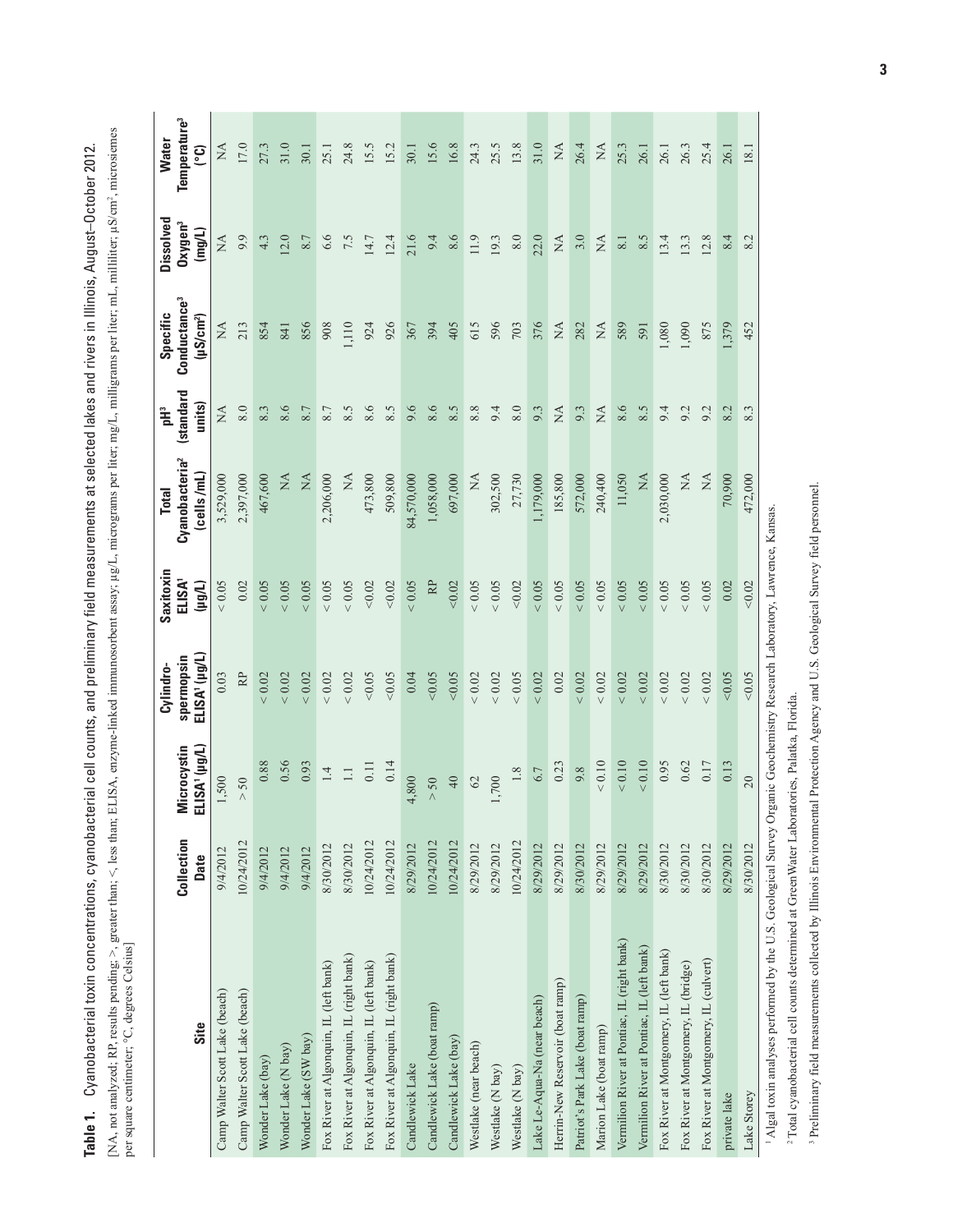**Table 1.** Cyanobacterial toxin concentrations, cyanobacterial cell counts, and preliminary field measurements at selected lakes and rivers in Illinois, August–October 2012.

[NA, not analyzed; RP, results pending; >, greater than; <, less than; ELISA, enzyme-linked immunosorbent assay; µg/L, micrograms per liter; mg/L, milligrams per liter; mL, milliliter; µS/cm², microsiemens per square centimeter; °C, degrees Celsius]

| Site | Collection Date | Microcystin ELISA[1] (µg/L) | Cylindro-spermopsin ELISA[1] (µg/L) | Saxitoxin ELISA[1] (µg/L) | Total Cyanobacteria[2] (cells /mL) | pH[3] (standard units) | Specific Conductance[3] (µS/cm²) | Dissolved Oxygen[3] (mg/L) | Water Temperature[3] (°C) |
|---|---|---|---|---|---|---|---|---|---|
| Camp Walter Scott Lake (beach) | 9/4/2012 | 1,500 | 0.03 | < 0.05 | 3,529,000 | NA | NA | NA | NA |
| Camp Walter Scott Lake (beach) | 10/24/2012 | > 50 | RP | 0.02 | 2,397,000 | 8.0 | 213 | 9.9 | 17.0 |
| Wonder Lake (bay) | 9/4/2012 | 0.88 | < 0.02 | < 0.05 | 467,600 | 8.3 | 854 | 4.3 | 27.3 |
| Wonder Lake (N bay) | 9/4/2012 | 0.56 | < 0.02 | < 0.05 | NA | 8.6 | 841 | 12.0 | 31.0 |
| Wonder Lake (SW bay) | 9/4/2012 | 0.93 | < 0.02 | < 0.05 | NA | 8.7 | 856 | 8.7 | 30.1 |
| Fox River at Algonquin, IL (left bank) | 8/30/2012 | 1.4 | < 0.02 | < 0.05 | 2,206,000 | 8.7 | 908 | 6.6 | 25.1 |
| Fox River at Algonquin, IL (right bank) | 8/30/2012 | 1.1 | < 0.02 | < 0.05 | NA | 8.5 | 1,110 | 7.5 | 24.8 |
| Fox River at Algonquin, IL (left bank) | 10/24/2012 | 0.11 | <0.05 | <0.02 | 473,800 | 8.6 | 924 | 14.7 | 15.5 |
| Fox River at Algonquin, IL (right bank) | 10/24/2012 | 0.14 | <0.05 | <0.02 | 509,800 | 8.5 | 926 | 12.4 | 15.2 |
| Candlewick Lake | 8/29/2012 | 4,800 | 0.04 | < 0.05 | 84,570,000 | 9.6 | 367 | 21.6 | 30.1 |
| Candlewick Lake (boat ramp) | 10/24/2012 | > 50 | <0.05 | RP | 1,058,000 | 8.6 | 394 | 9.4 | 15.6 |
| Candlewick Lake (bay) | 10/24/2012 | 40 | <0.05 | <0.02 | 697,000 | 8.5 | 405 | 8.6 | 16.8 |
| Westlake (near beach) | 8/29/2012 | 62 | < 0.02 | < 0.05 | NA | 8.8 | 615 | 11.9 | 24.3 |
| Westlake (N bay) | 8/29/2012 | 1,700 | < 0.02 | < 0.05 | 302,500 | 9.4 | 596 | 19.3 | 25.5 |
| Westlake (N bay) | 10/24/2012 | 1.8 | < 0.05 | <0.02 | 27,730 | 8.0 | 703 | 8.0 | 13.8 |
| Lake Le-Aqua-Na (near beach) | 8/29/2012 | 6.7 | < 0.02 | < 0.05 | 1,179,000 | 9.3 | 376 | 22.0 | 31.0 |
| Herrin-New Reservoir (boat ramp) | 8/29/2012 | 0.23 | 0.02 | < 0.05 | 185,800 | NA | NA | NA | NA |
| Patriot's Park Lake (boat ramp) | 8/30/2012 | 9.8 | < 0.02 | < 0.05 | 572,000 | 9.3 | 282 | 3.0 | 26.4 |
| Marion Lake (boat ramp) | 8/29/2012 | < 0.10 | < 0.02 | < 0.05 | 240,400 | NA | NA | NA | NA |
| Vermilion River at Pontiac, IL (right bank) | 8/29/2012 | < 0.10 | < 0.02 | < 0.05 | 11,050 | 8.6 | 589 | 8.1 | 25.3 |
| Vermilion River at Pontiac, IL (left bank) | 8/29/2012 | < 0.10 | < 0.02 | < 0.05 | NA | 8.5 | 591 | 8.5 | 26.1 |
| Fox River at Montgomery, IL (left bank) | 8/30/2012 | 0.95 | < 0.02 | < 0.05 | 2,030,000 | 9.4 | 1,080 | 13.4 | 26.1 |
| Fox River at Montgomery, IL (bridge) | 8/30/2012 | 0.62 | < 0.02 | < 0.05 | NA | 9.2 | 1,090 | 13.3 | 26.3 |
| Fox River at Montgomery, IL (culvert) | 8/30/2012 | 0.17 | < 0.02 | < 0.05 | NA | 9.2 | 875 | 12.8 | 25.4 |
| private lake | 8/29/2012 | 0.13 | <0.05 | 0.02 | 70,900 | 8.2 | 1,379 | 8.4 | 26.1 |
| Lake Storey | 8/30/2012 | 20 | <0.05 | <0.02 | 472,000 | 8.3 | 452 | 8.2 | 18.1 |

[1] Algal toxin analyses performed by the U.S. Geological Survey Organic Geochemistry Research Laboratory, Lawrence, Kansas.

[2] Total cyanobacterial cell counts determined at GreenWater Laboratories, Palatka, Florida.

[3] Preliminary field measurements collected by Illinois Environmental Protection Agency and U.S. Geological Survey field personnel.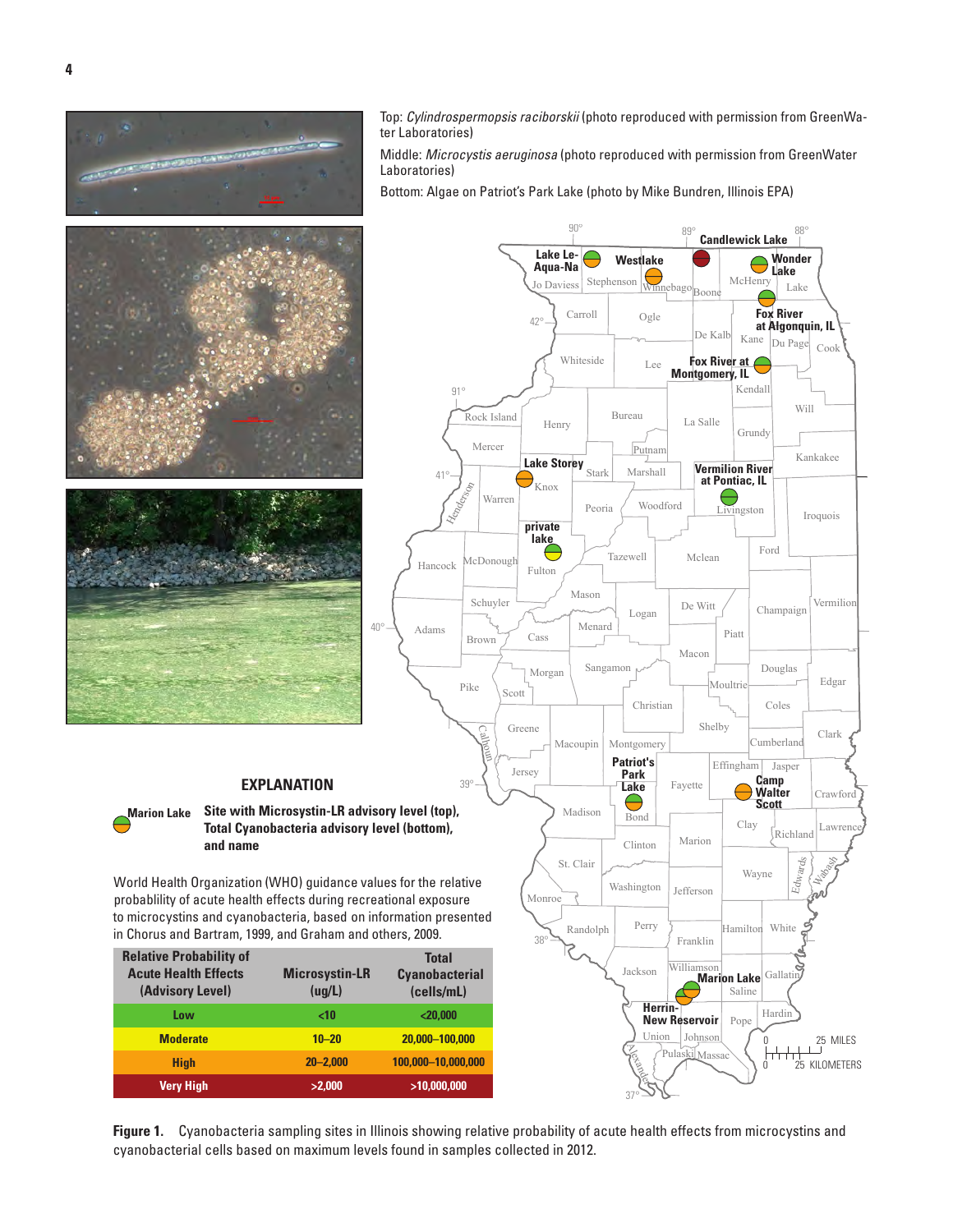Top: *Cylindrospermopsis raciborskii* (photo reproduced with permission from GreenWater Laboratories)

Middle: *Microcystis aeruginosa* (photo reproduced with permission from GreenWater Laboratories)

Bottom: Algae on Patriot's Park Lake (photo by Mike Bundren, Illinois EPA)

**EXPLANATION**

**Marion Lake** — Site with Microcystin-LR advisory level (top), Total Cyanobacteria advisory level (bottom), and name

World Health Organization (WHO) guidance values for the relative probablility of acute health effects during recreational exposure to microcystins and cyanobacteria, based on information presented in Chorus and Bartram, 1999, and Graham and others, 2009.

| Relative Probability of Acute Health Effects (Advisory Level) | Microsystin-LR (ug/L) | Total Cyanobacterial (cells/mL) |
|---|---|---|
| Low | <10 | <20,000 |
| Moderate | 10–20 | 20,000–100,000 |
| High | 20–2,000 | 100,000–10,000,000 |
| Very High | >2,000 | >10,000,000 |

**Figure 1.** Cyanobacteria sampling sites in Illinois showing relative probability of acute health effects from microcystins and cyanobacterial cells based on maximum levels found in samples collected in 2012.